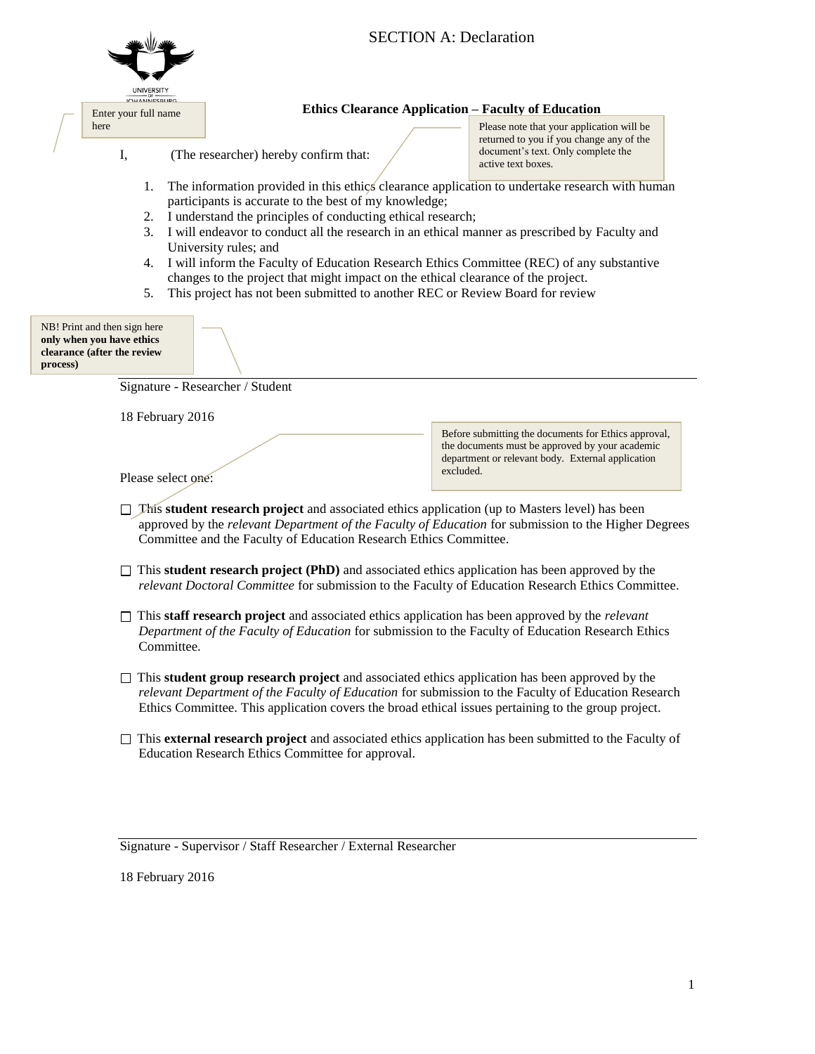# SECTION A: Declaration

**Ethics Clearance Application – Faculty of Education**

Enter your full name here

Please note that your application will be returned to you if you change any of the document's text. Only complete the active text boxes.

I, (The researcher) hereby confirm that:

1. The information provided in this ethics clearance application to undertake research with human participants is accurate to the best of my knowledge;
2. I understand the principles of conducting ethical research;
3. I will endeavor to conduct all the research in an ethical manner as prescribed by Faculty and University rules; and
4. I will inform the Faculty of Education Research Ethics Committee (REC) of any substantive changes to the project that might impact on the ethical clearance of the project.
5. This project has not been submitted to another REC or Review Board for review

NB! Print and then sign here **only when you have ethics clearance (after the review process)**

Signature - Researcher / Student

18 February 2016

Before submitting the documents for Ethics approval, the documents must be approved by your academic department or relevant body. External application excluded.

Please select one:

☐ This **student research project** and associated ethics application (up to Masters level) has been approved by the *relevant Department of the Faculty of Education* for submission to the Higher Degrees Committee and the Faculty of Education Research Ethics Committee.

☐ This **student research project (PhD)** and associated ethics application has been approved by the *relevant Doctoral Committee* for submission to the Faculty of Education Research Ethics Committee.

☐ This **staff research project** and associated ethics application has been approved by the *relevant Department of the Faculty of Education* for submission to the Faculty of Education Research Ethics Committee.

☐ This **student group research project** and associated ethics application has been approved by the *relevant Department of the Faculty of Education* for submission to the Faculty of Education Research Ethics Committee. This application covers the broad ethical issues pertaining to the group project.

☐ This **external research project** and associated ethics application has been submitted to the Faculty of Education Research Ethics Committee for approval.

Signature - Supervisor / Staff Researcher / External Researcher

18 February 2016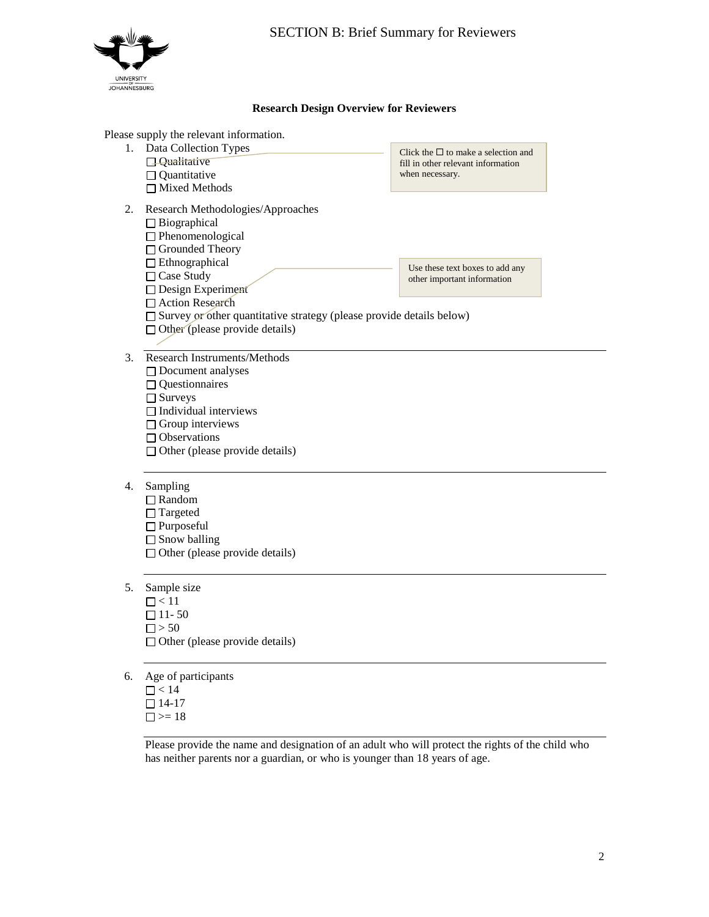# SECTION B: Brief Summary for Reviewers

**Research Design Overview for Reviewers**

Please supply the relevant information.

1. Data Collection Types
   - ☐ Qualitative
   - ☐ Quantitative
   - ☐ Mixed Methods

> Click the ☐ to make a selection and fill in other relevant information when necessary.

2. Research Methodologies/Approaches
   - ☐ Biographical
   - ☐ Phenomenological
   - ☐ Grounded Theory
   - ☐ Ethnographical
   - ☐ Case Study
   - ☐ Design Experiment
   - ☐ Action Research
   - ☐ Survey or other quantitative strategy (please provide details below)
   - ☐ Other (please provide details)

> Use these text boxes to add any other important information

---

3. Research Instruments/Methods
   - ☐ Document analyses
   - ☐ Questionnaires
   - ☐ Surveys
   - ☐ Individual interviews
   - ☐ Group interviews
   - ☐ Observations
   - ☐ Other (please provide details)

---

4. Sampling
   - ☐ Random
   - ☐ Targeted
   - ☐ Purposeful
   - ☐ Snow balling
   - ☐ Other (please provide details)

---

5. Sample size
   - ☐ < 11
   - ☐ 11- 50
   - ☐ > 50
   - ☐ Other (please provide details)

---

6. Age of participants
   - ☐ < 14
   - ☐ 14-17
   - ☐ >= 18

---

Please provide the name and designation of an adult who will protect the rights of the child who has neither parents nor a guardian, or who is younger than 18 years of age.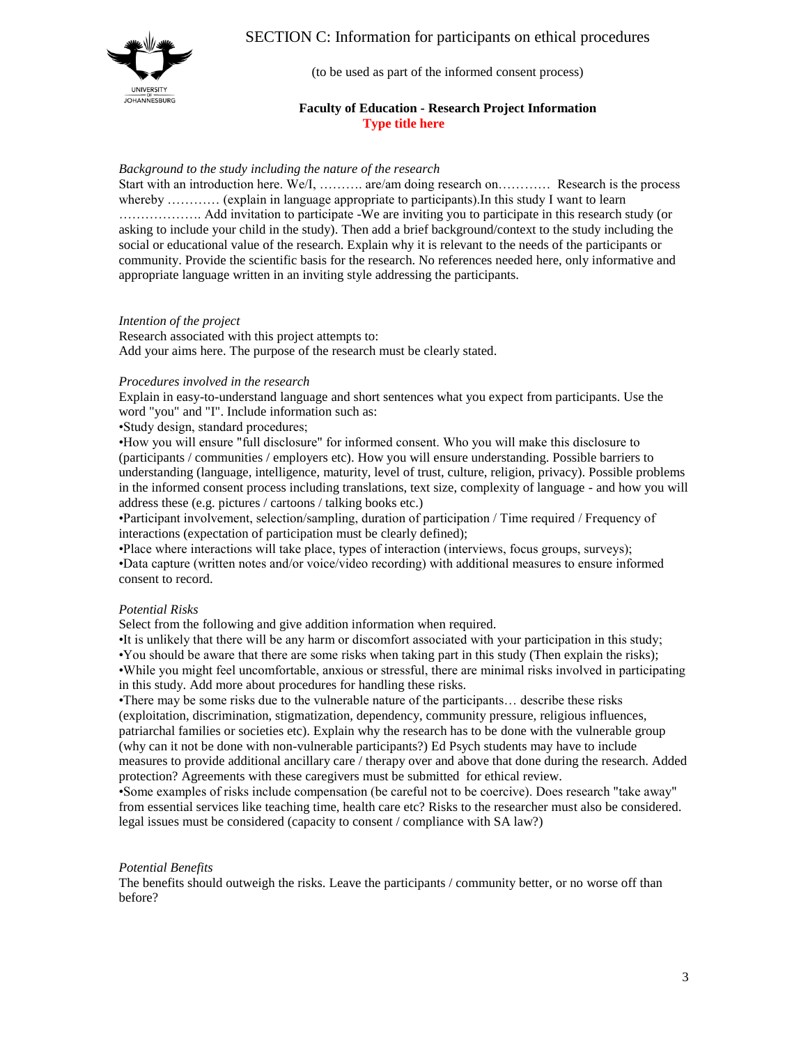# SECTION C: Information for participants on ethical procedures

(to be used as part of the informed consent process)

**Faculty of Education - Research Project Information**

**Type title here**

*Background to the study including the nature of the research*

Start with an introduction here. We/I, ………. are/am doing research on………… Research is the process whereby ………… (explain in language appropriate to participants).In this study I want to learn ………………. Add invitation to participate -We are inviting you to participate in this research study (or asking to include your child in the study). Then add a brief background/context to the study including the social or educational value of the research. Explain why it is relevant to the needs of the participants or community. Provide the scientific basis for the research. No references needed here, only informative and appropriate language written in an inviting style addressing the participants.

*Intention of the project*

Research associated with this project attempts to:
Add your aims here. The purpose of the research must be clearly stated.

*Procedures involved in the research*

Explain in easy-to-understand language and short sentences what you expect from participants. Use the word "you" and "I". Include information such as:

•Study design, standard procedures;
•How you will ensure "full disclosure" for informed consent. Who you will make this disclosure to (participants / communities / employers etc). How you will ensure understanding. Possible barriers to understanding (language, intelligence, maturity, level of trust, culture, religion, privacy). Possible problems in the informed consent process including translations, text size, complexity of language - and how you will address these (e.g. pictures / cartoons / talking books etc.)
•Participant involvement, selection/sampling, duration of participation / Time required / Frequency of interactions (expectation of participation must be clearly defined);
•Place where interactions will take place, types of interaction (interviews, focus groups, surveys);
•Data capture (written notes and/or voice/video recording) with additional measures to ensure informed consent to record.

*Potential Risks*

Select from the following and give addition information when required.

•It is unlikely that there will be any harm or discomfort associated with your participation in this study;
•You should be aware that there are some risks when taking part in this study (Then explain the risks);
•While you might feel uncomfortable, anxious or stressful, there are minimal risks involved in participating in this study. Add more about procedures for handling these risks.
•There may be some risks due to the vulnerable nature of the participants… describe these risks (exploitation, discrimination, stigmatization, dependency, community pressure, religious influences, patriarchal families or societies etc). Explain why the research has to be done with the vulnerable group (why can it not be done with non-vulnerable participants?) Ed Psych students may have to include measures to provide additional ancillary care / therapy over and above that done during the research. Added protection? Agreements with these caregivers must be submitted for ethical review.
•Some examples of risks include compensation (be careful not to be coercive). Does research "take away" from essential services like teaching time, health care etc? Risks to the researcher must also be considered. legal issues must be considered (capacity to consent / compliance with SA law?)

*Potential Benefits*

The benefits should outweigh the risks. Leave the participants / community better, or no worse off than before?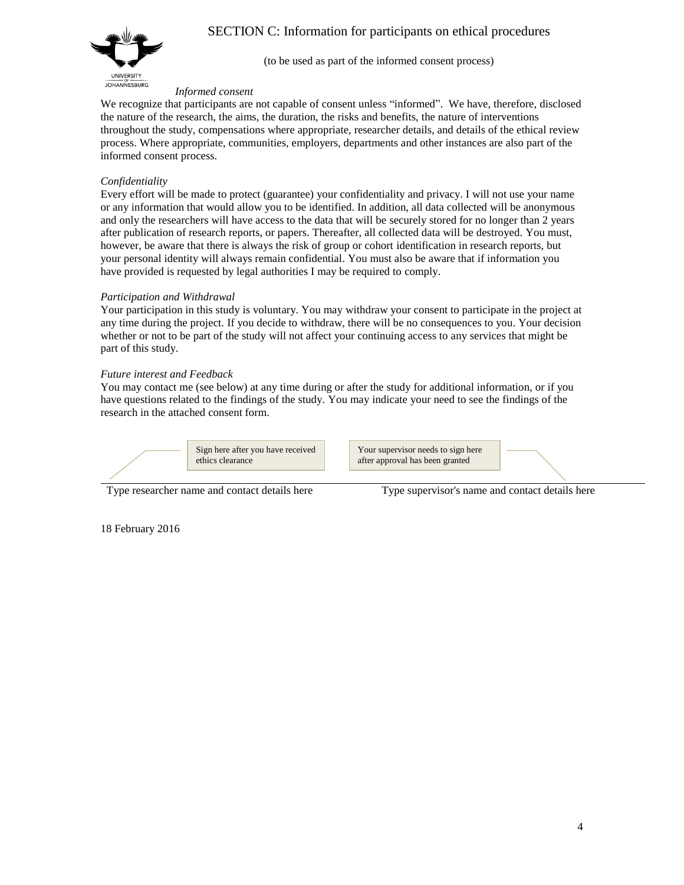# SECTION C: Information for participants on ethical procedures

(to be used as part of the informed consent process)

*Informed consent*

We recognize that participants are not capable of consent unless "informed". We have, therefore, disclosed the nature of the research, the aims, the duration, the risks and benefits, the nature of interventions throughout the study, compensations where appropriate, researcher details, and details of the ethical review process. Where appropriate, communities, employers, departments and other instances are also part of the informed consent process.

*Confidentiality*

Every effort will be made to protect (guarantee) your confidentiality and privacy. I will not use your name or any information that would allow you to be identified. In addition, all data collected will be anonymous and only the researchers will have access to the data that will be securely stored for no longer than 2 years after publication of research reports, or papers. Thereafter, all collected data will be destroyed. You must, however, be aware that there is always the risk of group or cohort identification in research reports, but your personal identity will always remain confidential. You must also be aware that if information you have provided is requested by legal authorities I may be required to comply.

*Participation and Withdrawal*

Your participation in this study is voluntary. You may withdraw your consent to participate in the project at any time during the project. If you decide to withdraw, there will be no consequences to you. Your decision whether or not to be part of the study will not affect your continuing access to any services that might be part of this study.

*Future interest and Feedback*

You may contact me (see below) at any time during or after the study for additional information, or if you have questions related to the findings of the study. You may indicate your need to see the findings of the research in the attached consent form.

Sign here after you have received ethics clearance

Your supervisor needs to sign here after approval has been granted

Type researcher name and contact details here

Type supervisor's name and contact details here

18 February 2016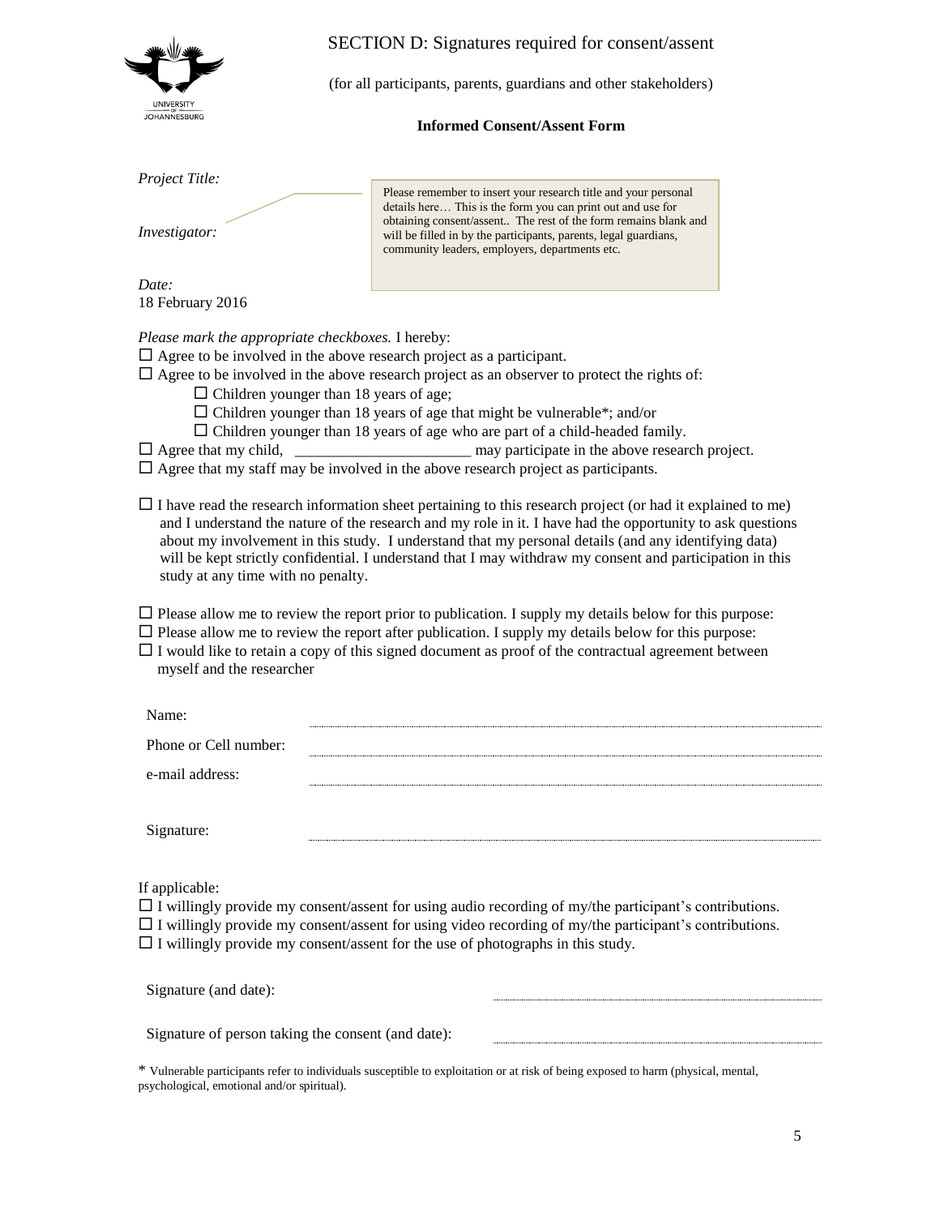## SECTION D: Signatures required for consent/assent

(for all participants, parents, guardians and other stakeholders)

**Informed Consent/Assent Form**

*Project Title:*

*Investigator:*

> Please remember to insert your research title and your personal details here… This is the form you can print out and use for obtaining consent/assent.. The rest of the form remains blank and will be filled in by the participants, parents, legal guardians, community leaders, employers, departments etc.

*Date:*
18 February 2016

*Please mark the appropriate checkboxes.* I hereby:

☐ Agree to be involved in the above research project as a participant.
☐ Agree to be involved in the above research project as an observer to protect the rights of:
  ☐ Children younger than 18 years of age;
  ☐ Children younger than 18 years of age that might be vulnerable*; and/or
  ☐ Children younger than 18 years of age who are part of a child-headed family.
☐ Agree that my child, _______________________ may participate in the above research project.
☐ Agree that my staff may be involved in the above research project as participants.

☐ I have read the research information sheet pertaining to this research project (or had it explained to me) and I understand the nature of the research and my role in it. I have had the opportunity to ask questions about my involvement in this study. I understand that my personal details (and any identifying data) will be kept strictly confidential. I understand that I may withdraw my consent and participation in this study at any time with no penalty.

☐ Please allow me to review the report prior to publication. I supply my details below for this purpose:
☐ Please allow me to review the report after publication. I supply my details below for this purpose:
☐ I would like to retain a copy of this signed document as proof of the contractual agreement between myself and the researcher

Name: ....................................................................

Phone or Cell number: ....................................................................

e-mail address: ....................................................................

Signature: ....................................................................

If applicable:

☐ I willingly provide my consent/assent for using audio recording of my/the participant's contributions.
☐ I willingly provide my consent/assent for using video recording of my/the participant's contributions.
☐ I willingly provide my consent/assent for the use of photographs in this study.

Signature (and date): ....................................................................

Signature of person taking the consent (and date): ....................................................................

* Vulnerable participants refer to individuals susceptible to exploitation or at risk of being exposed to harm (physical, mental, psychological, emotional and/or spiritual).